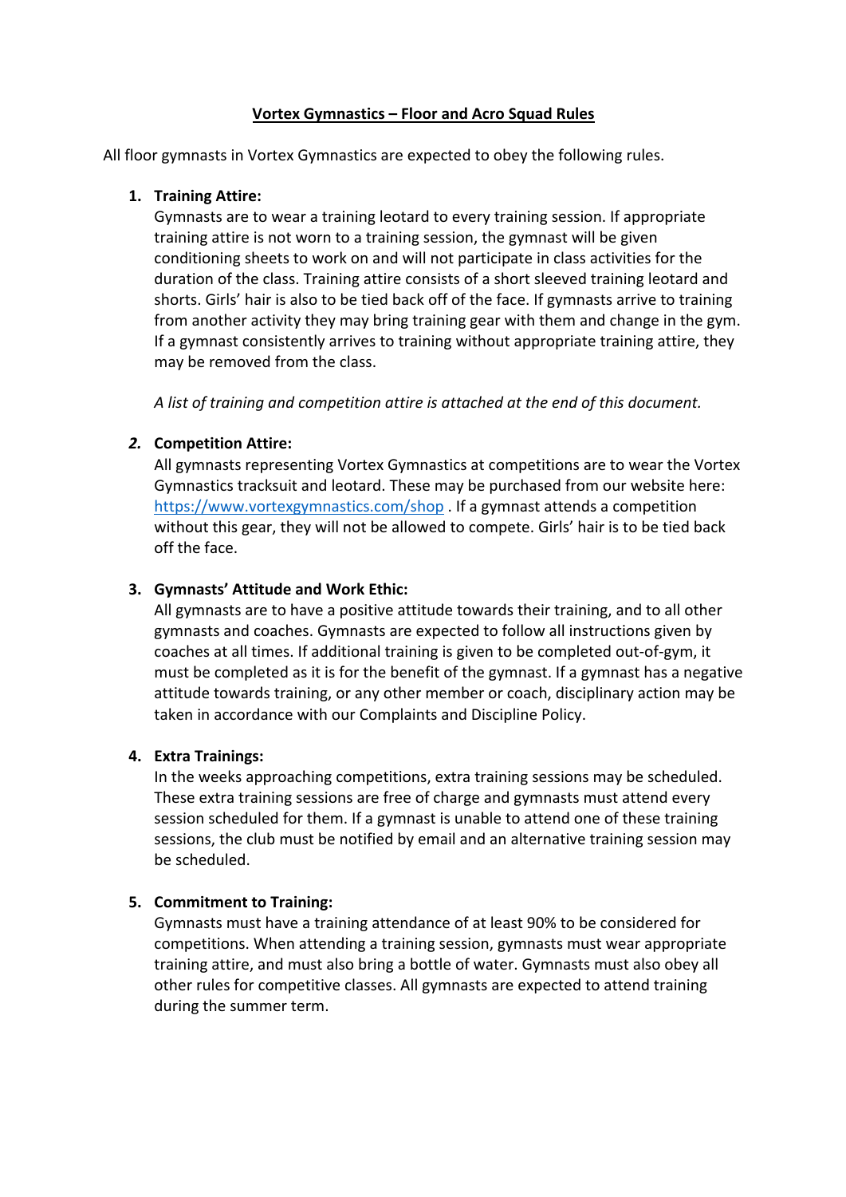# Vortex Gymnastics – Floor and Acro Squad Rules

All floor gymnasts in Vortex Gymnastics are expected to obey the following rules.

1. **Training Attire:**
   Gymnasts are to wear a training leotard to every training session. If appropriate training attire is not worn to a training session, the gymnast will be given conditioning sheets to work on and will not participate in class activities for the duration of the class. Training attire consists of a short sleeved training leotard and shorts. Girls' hair is also to be tied back off of the face. If gymnasts arrive to training from another activity they may bring training gear with them and change in the gym. If a gymnast consistently arrives to training without appropriate training attire, they may be removed from the class.

   *A list of training and competition attire is attached at the end of this document.*

2. **Competition Attire:**
   All gymnasts representing Vortex Gymnastics at competitions are to wear the Vortex Gymnastics tracksuit and leotard. These may be purchased from our website here: [https://www.vortexgymnastics.com/shop](https://www.vortexgymnastics.com/shop) . If a gymnast attends a competition without this gear, they will not be allowed to compete. Girls' hair is to be tied back off the face.

3. **Gymnasts' Attitude and Work Ethic:**
   All gymnasts are to have a positive attitude towards their training, and to all other gymnasts and coaches. Gymnasts are expected to follow all instructions given by coaches at all times. If additional training is given to be completed out-of-gym, it must be completed as it is for the benefit of the gymnast. If a gymnast has a negative attitude towards training, or any other member or coach, disciplinary action may be taken in accordance with our Complaints and Discipline Policy.

4. **Extra Trainings:**
   In the weeks approaching competitions, extra training sessions may be scheduled. These extra training sessions are free of charge and gymnasts must attend every session scheduled for them. If a gymnast is unable to attend one of these training sessions, the club must be notified by email and an alternative training session may be scheduled.

5. **Commitment to Training:**
   Gymnasts must have a training attendance of at least 90% to be considered for competitions. When attending a training session, gymnasts must wear appropriate training attire, and must also bring a bottle of water. Gymnasts must also obey all other rules for competitive classes. All gymnasts are expected to attend training during the summer term.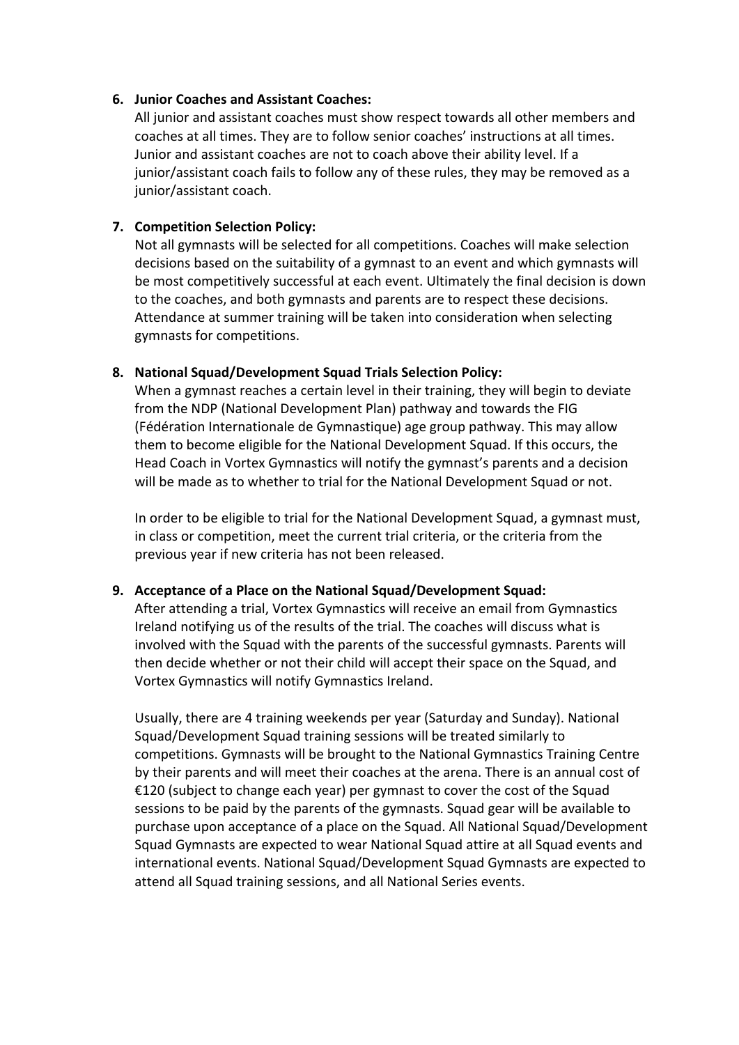6. **Junior Coaches and Assistant Coaches:**
   All junior and assistant coaches must show respect towards all other members and coaches at all times. They are to follow senior coaches' instructions at all times. Junior and assistant coaches are not to coach above their ability level. If a junior/assistant coach fails to follow any of these rules, they may be removed as a junior/assistant coach.

7. **Competition Selection Policy:**
   Not all gymnasts will be selected for all competitions. Coaches will make selection decisions based on the suitability of a gymnast to an event and which gymnasts will be most competitively successful at each event. Ultimately the final decision is down to the coaches, and both gymnasts and parents are to respect these decisions. Attendance at summer training will be taken into consideration when selecting gymnasts for competitions.

8. **National Squad/Development Squad Trials Selection Policy:**
   When a gymnast reaches a certain level in their training, they will begin to deviate from the NDP (National Development Plan) pathway and towards the FIG (Fédération Internationale de Gymnastique) age group pathway. This may allow them to become eligible for the National Development Squad. If this occurs, the Head Coach in Vortex Gymnastics will notify the gymnast's parents and a decision will be made as to whether to trial for the National Development Squad or not.

   In order to be eligible to trial for the National Development Squad, a gymnast must, in class or competition, meet the current trial criteria, or the criteria from the previous year if new criteria has not been released.

9. **Acceptance of a Place on the National Squad/Development Squad:**
   After attending a trial, Vortex Gymnastics will receive an email from Gymnastics Ireland notifying us of the results of the trial. The coaches will discuss what is involved with the Squad with the parents of the successful gymnasts. Parents will then decide whether or not their child will accept their space on the Squad, and Vortex Gymnastics will notify Gymnastics Ireland.

   Usually, there are 4 training weekends per year (Saturday and Sunday). National Squad/Development Squad training sessions will be treated similarly to competitions. Gymnasts will be brought to the National Gymnastics Training Centre by their parents and will meet their coaches at the arena. There is an annual cost of €120 (subject to change each year) per gymnast to cover the cost of the Squad sessions to be paid by the parents of the gymnasts. Squad gear will be available to purchase upon acceptance of a place on the Squad. All National Squad/Development Squad Gymnasts are expected to wear National Squad attire at all Squad events and international events. National Squad/Development Squad Gymnasts are expected to attend all Squad training sessions, and all National Series events.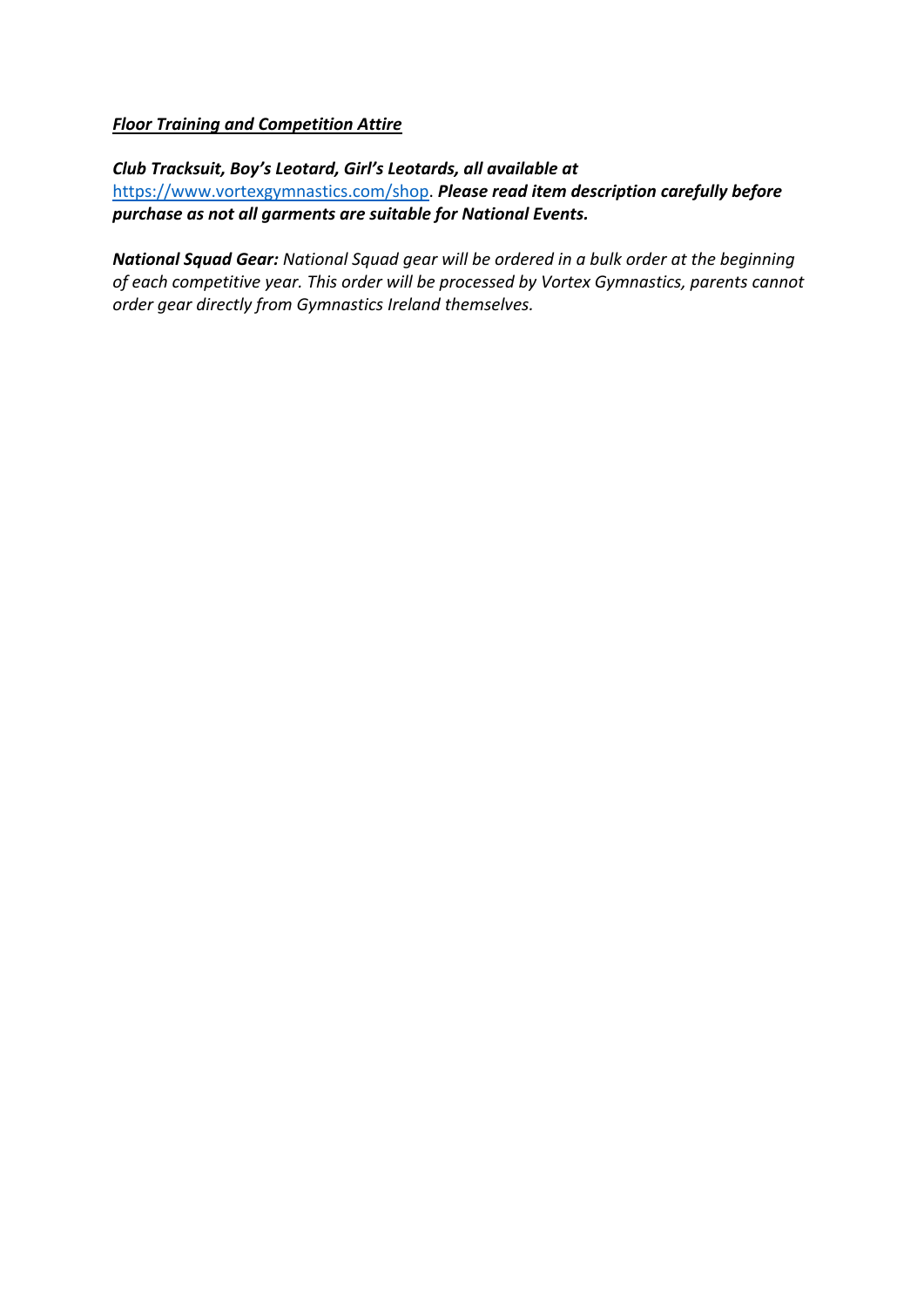***<u>Floor Training and Competition Attire</u>***

***Club Tracksuit, Boy's Leotard, Girl's Leotards, all available at*** [https://www.vortexgymnastics.com/shop](https://www.vortexgymnastics.com/shop). ***Please read item description carefully before purchase as not all garments are suitable for National Events.***

***National Squad Gear:*** *National Squad gear will be ordered in a bulk order at the beginning of each competitive year. This order will be processed by Vortex Gymnastics, parents cannot order gear directly from Gymnastics Ireland themselves.*